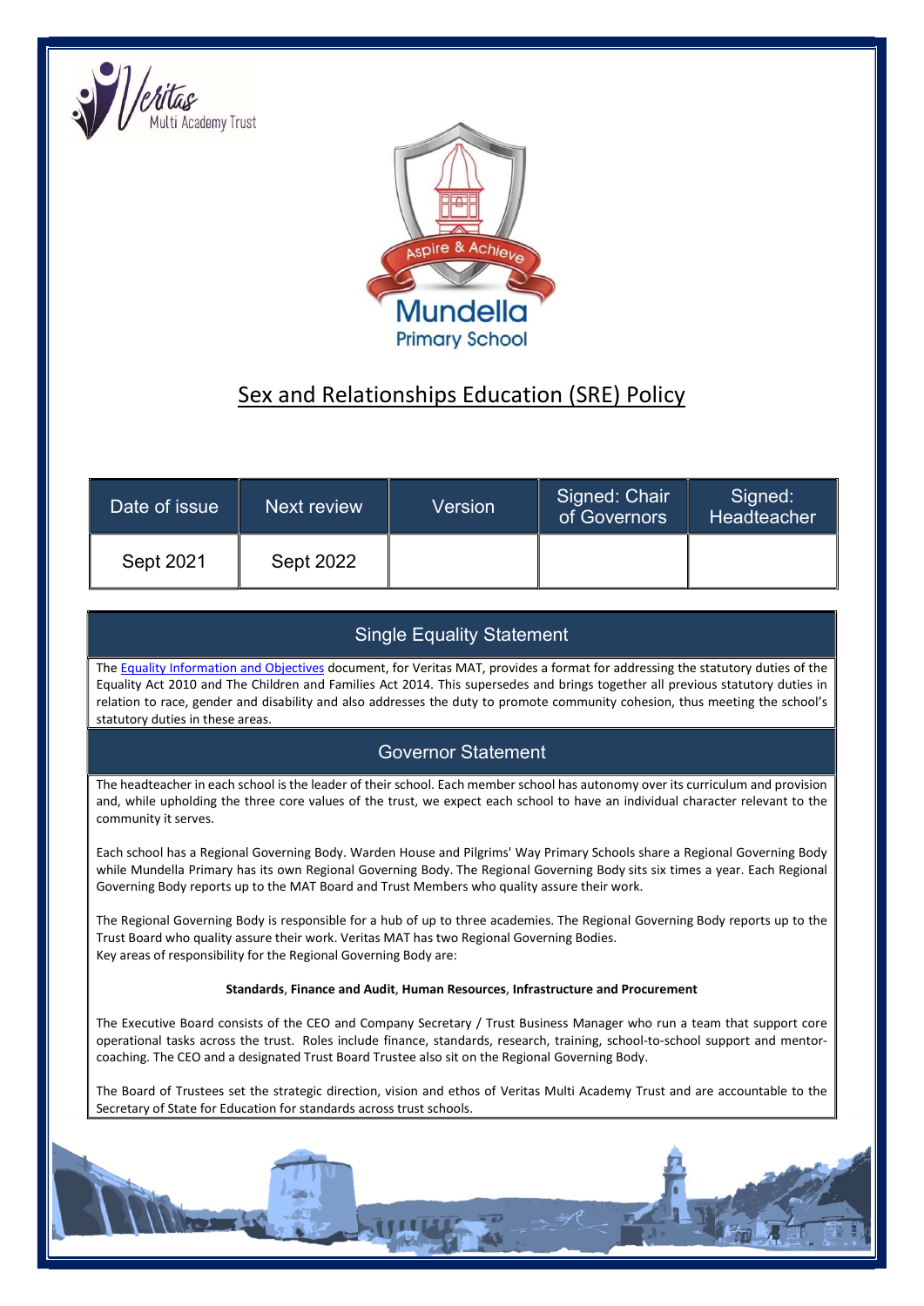# Sex and Relationships Education (SRE) Policy

| Date of issue | Next review | Version | Signed: Chair of Governors | Signed: Headteacher |
|---|---|---|---|---|
| Sept 2021 | Sept 2022 | | | |

## Single Equality Statement

The Equality Information and Objectives document, for Veritas MAT, provides a format for addressing the statutory duties of the Equality Act 2010 and The Children and Families Act 2014. This supersedes and brings together all previous statutory duties in relation to race, gender and disability and also addresses the duty to promote community cohesion, thus meeting the school's statutory duties in these areas.

## Governor Statement

The headteacher in each school is the leader of their school. Each member school has autonomy over its curriculum and provision and, while upholding the three core values of the trust, we expect each school to have an individual character relevant to the community it serves.

Each school has a Regional Governing Body. Warden House and Pilgrims' Way Primary Schools share a Regional Governing Body while Mundella Primary has its own Regional Governing Body. The Regional Governing Body sits six times a year. Each Regional Governing Body reports up to the MAT Board and Trust Members who quality assure their work.

The Regional Governing Body is responsible for a hub of up to three academies. The Regional Governing Body reports up to the Trust Board who quality assure their work. Veritas MAT has two Regional Governing Bodies.
Key areas of responsibility for the Regional Governing Body are:

**Standards**, **Finance and Audit**, **Human Resources**, **Infrastructure and Procurement**

The Executive Board consists of the CEO and Company Secretary / Trust Business Manager who run a team that support core operational tasks across the trust. Roles include finance, standards, research, training, school-to-school support and mentor-coaching. The CEO and a designated Trust Board Trustee also sit on the Regional Governing Body.

The Board of Trustees set the strategic direction, vision and ethos of Veritas Multi Academy Trust and are accountable to the Secretary of State for Education for standards across trust schools.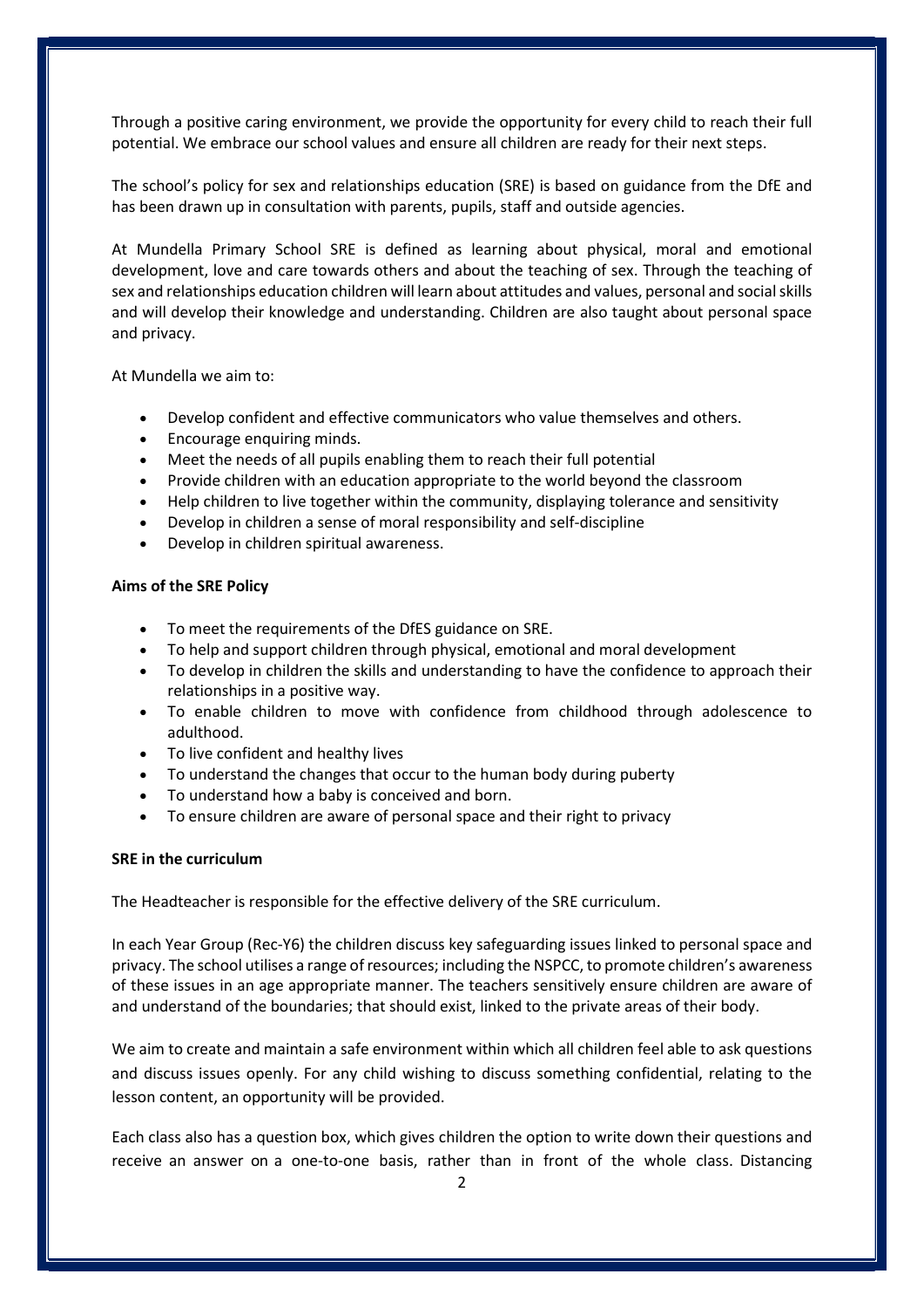Through a positive caring environment, we provide the opportunity for every child to reach their full potential. We embrace our school values and ensure all children are ready for their next steps.

The school's policy for sex and relationships education (SRE) is based on guidance from the DfE and has been drawn up in consultation with parents, pupils, staff and outside agencies.

At Mundella Primary School SRE is defined as learning about physical, moral and emotional development, love and care towards others and about the teaching of sex. Through the teaching of sex and relationships education children will learn about attitudes and values, personal and social skills and will develop their knowledge and understanding. Children are also taught about personal space and privacy.

At Mundella we aim to:

- Develop confident and effective communicators who value themselves and others.
- Encourage enquiring minds.
- Meet the needs of all pupils enabling them to reach their full potential
- Provide children with an education appropriate to the world beyond the classroom
- Help children to live together within the community, displaying tolerance and sensitivity
- Develop in children a sense of moral responsibility and self-discipline
- Develop in children spiritual awareness.

**Aims of the SRE Policy**

- To meet the requirements of the DfES guidance on SRE.
- To help and support children through physical, emotional and moral development
- To develop in children the skills and understanding to have the confidence to approach their relationships in a positive way.
- To enable children to move with confidence from childhood through adolescence to adulthood.
- To live confident and healthy lives
- To understand the changes that occur to the human body during puberty
- To understand how a baby is conceived and born.
- To ensure children are aware of personal space and their right to privacy

**SRE in the curriculum**

The Headteacher is responsible for the effective delivery of the SRE curriculum.

In each Year Group (Rec-Y6) the children discuss key safeguarding issues linked to personal space and privacy. The school utilises a range of resources; including the NSPCC, to promote children's awareness of these issues in an age appropriate manner. The teachers sensitively ensure children are aware of and understand of the boundaries; that should exist, linked to the private areas of their body.

We aim to create and maintain a safe environment within which all children feel able to ask questions and discuss issues openly. For any child wishing to discuss something confidential, relating to the lesson content, an opportunity will be provided.

Each class also has a question box, which gives children the option to write down their questions and receive an answer on a one-to-one basis, rather than in front of the whole class. Distancing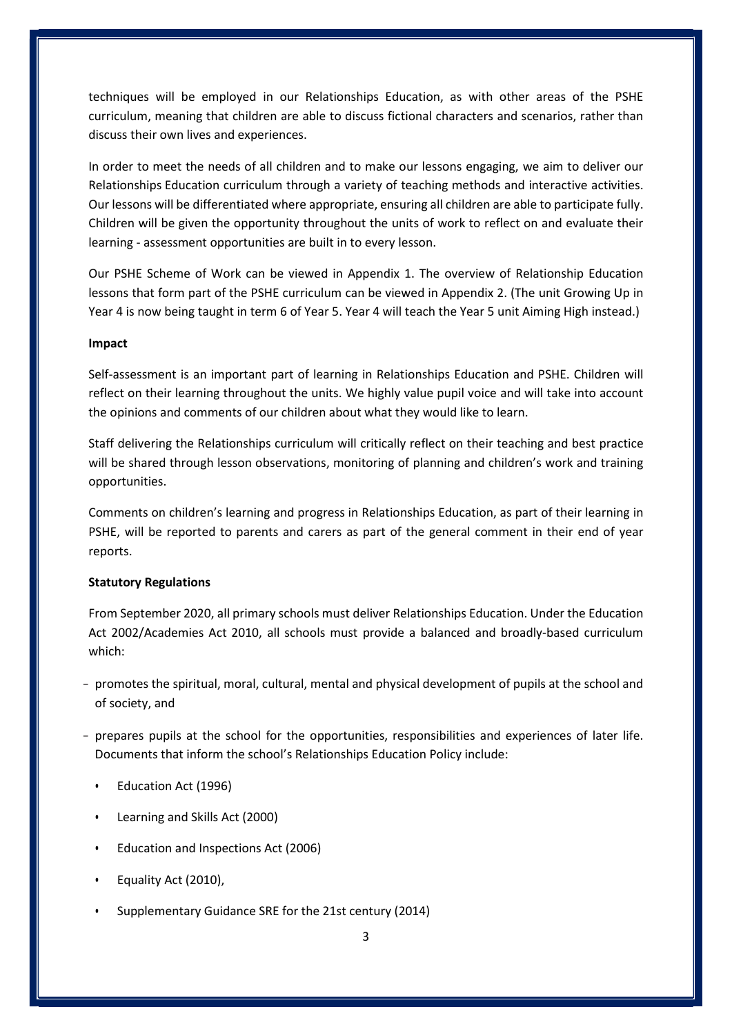techniques will be employed in our Relationships Education, as with other areas of the PSHE curriculum, meaning that children are able to discuss fictional characters and scenarios, rather than discuss their own lives and experiences.

In order to meet the needs of all children and to make our lessons engaging, we aim to deliver our Relationships Education curriculum through a variety of teaching methods and interactive activities. Our lessons will be differentiated where appropriate, ensuring all children are able to participate fully. Children will be given the opportunity throughout the units of work to reflect on and evaluate their learning - assessment opportunities are built in to every lesson.

Our PSHE Scheme of Work can be viewed in Appendix 1. The overview of Relationship Education lessons that form part of the PSHE curriculum can be viewed in Appendix 2. (The unit Growing Up in Year 4 is now being taught in term 6 of Year 5. Year 4 will teach the Year 5 unit Aiming High instead.)

**Impact**

Self-assessment is an important part of learning in Relationships Education and PSHE. Children will reflect on their learning throughout the units. We highly value pupil voice and will take into account the opinions and comments of our children about what they would like to learn.

Staff delivering the Relationships curriculum will critically reflect on their teaching and best practice will be shared through lesson observations, monitoring of planning and children's work and training opportunities.

Comments on children's learning and progress in Relationships Education, as part of their learning in PSHE, will be reported to parents and carers as part of the general comment in their end of year reports.

**Statutory Regulations**

From September 2020, all primary schools must deliver Relationships Education. Under the Education Act 2002/Academies Act 2010, all schools must provide a balanced and broadly-based curriculum which:

- promotes the spiritual, moral, cultural, mental and physical development of pupils at the school and of society, and
- prepares pupils at the school for the opportunities, responsibilities and experiences of later life. Documents that inform the school's Relationships Education Policy include:
  - Education Act (1996)
  - Learning and Skills Act (2000)
  - Education and Inspections Act (2006)
  - Equality Act (2010),
  - Supplementary Guidance SRE for the 21st century (2014)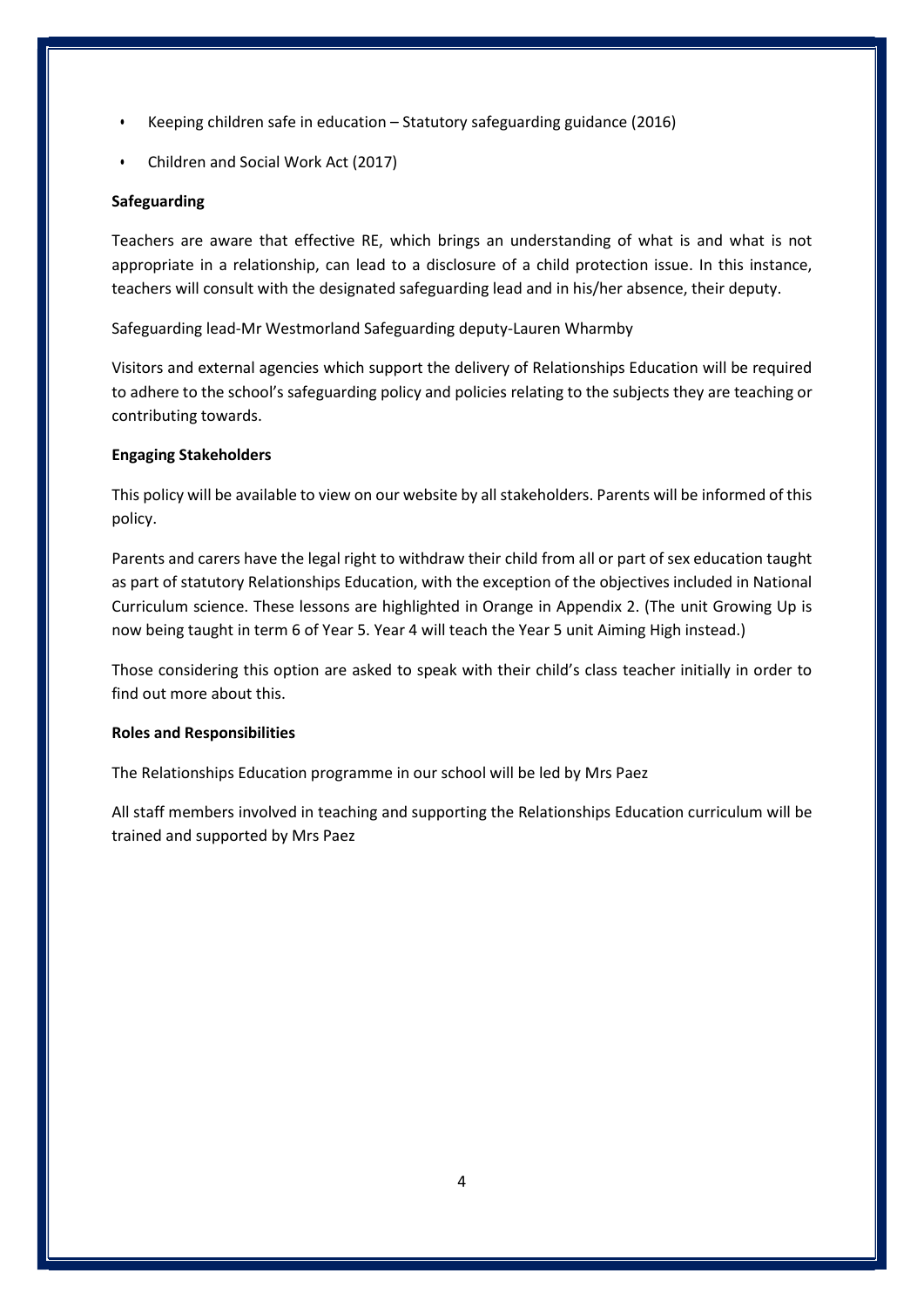- Keeping children safe in education – Statutory safeguarding guidance (2016)
- Children and Social Work Act (2017)

**Safeguarding**

Teachers are aware that effective RE, which brings an understanding of what is and what is not appropriate in a relationship, can lead to a disclosure of a child protection issue. In this instance, teachers will consult with the designated safeguarding lead and in his/her absence, their deputy.

Safeguarding lead-Mr Westmorland Safeguarding deputy-Lauren Wharmby

Visitors and external agencies which support the delivery of Relationships Education will be required to adhere to the school's safeguarding policy and policies relating to the subjects they are teaching or contributing towards.

**Engaging Stakeholders**

This policy will be available to view on our website by all stakeholders. Parents will be informed of this policy.

Parents and carers have the legal right to withdraw their child from all or part of sex education taught as part of statutory Relationships Education, with the exception of the objectives included in National Curriculum science. These lessons are highlighted in Orange in Appendix 2. (The unit Growing Up is now being taught in term 6 of Year 5. Year 4 will teach the Year 5 unit Aiming High instead.)

Those considering this option are asked to speak with their child's class teacher initially in order to find out more about this.

**Roles and Responsibilities**

The Relationships Education programme in our school will be led by Mrs Paez

All staff members involved in teaching and supporting the Relationships Education curriculum will be trained and supported by Mrs Paez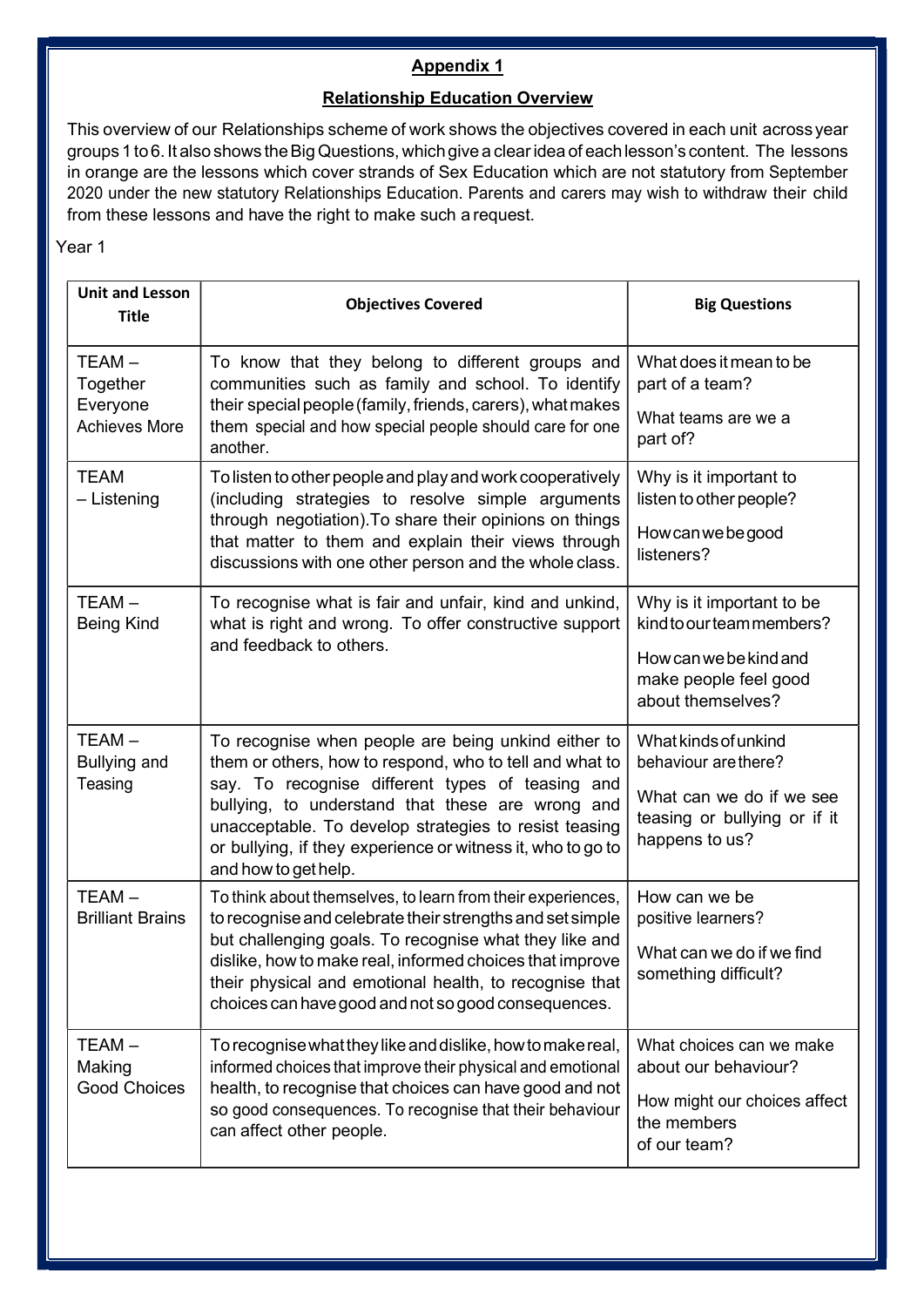## Appendix 1

## Relationship Education Overview

This overview of our Relationships scheme of work shows the objectives covered in each unit across year groups 1 to 6. It also shows the Big Questions, which give a clear idea of each lesson's content. The lessons in orange are the lessons which cover strands of Sex Education which are not statutory from September 2020 under the new statutory Relationships Education. Parents and carers may wish to withdraw their child from these lessons and have the right to make such a request.

Year 1

| Unit and Lesson Title | Objectives Covered | Big Questions |
| --- | --- | --- |
| TEAM – Together Everyone Achieves More | To know that they belong to different groups and communities such as family and school. To identify their special people (family, friends, carers), what makes them special and how special people should care for one another. | What does it mean to be part of a team?<br><br>What teams are we a part of? |
| TEAM – Listening | To listen to other people and play and work cooperatively (including strategies to resolve simple arguments through negotiation).To share their opinions on things that matter to them and explain their views through discussions with one other person and the whole class. | Why is it important to listen to other people?<br><br>How can we be good listeners? |
| TEAM – Being Kind | To recognise what is fair and unfair, kind and unkind, what is right and wrong. To offer constructive support and feedback to others. | Why is it important to be kind to our team members?<br><br>How can we be kind and make people feel good about themselves? |
| TEAM – Bullying and Teasing | To recognise when people are being unkind either to them or others, how to respond, who to tell and what to say. To recognise different types of teasing and bullying, to understand that these are wrong and unacceptable. To develop strategies to resist teasing or bullying, if they experience or witness it, who to go to and how to get help. | What kinds of unkind behaviour are there?<br><br>What can we do if we see teasing or bullying or if it happens to us? |
| TEAM – Brilliant Brains | To think about themselves, to learn from their experiences, to recognise and celebrate their strengths and set simple but challenging goals. To recognise what they like and dislike, how to make real, informed choices that improve their physical and emotional health, to recognise that choices can have good and not so good consequences. | How can we be positive learners?<br><br>What can we do if we find something difficult? |
| TEAM – Making Good Choices | To recognise what they like and dislike, how to make real, informed choices that improve their physical and emotional health, to recognise that choices can have good and not so good consequences. To recognise that their behaviour can affect other people. | What choices can we make about our behaviour?<br><br>How might our choices affect the members of our team? |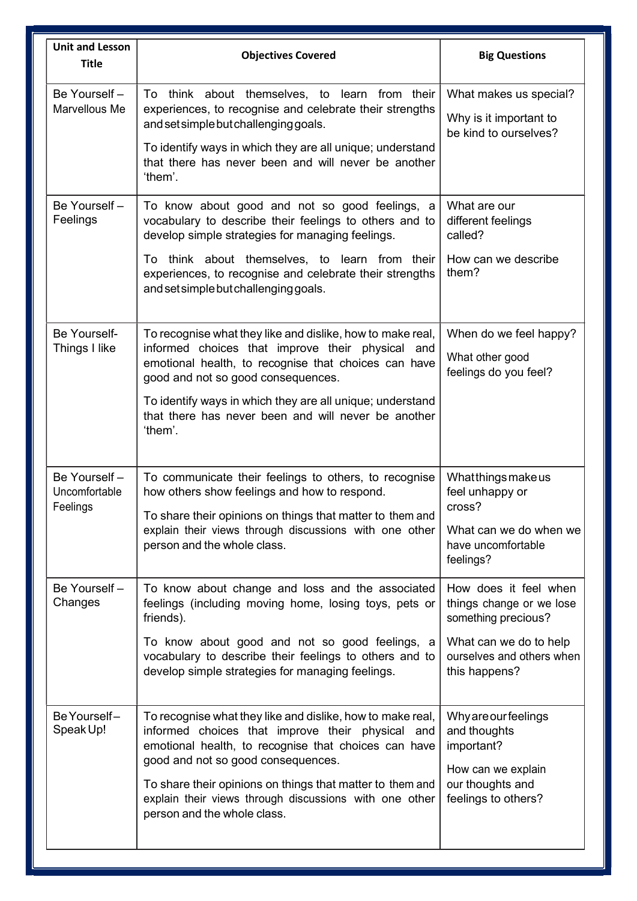| Unit and Lesson Title | Objectives Covered | Big Questions |
|---|---|---|
| Be Yourself – Marvellous Me | To think about themselves, to learn from their experiences, to recognise and celebrate their strengths and set simple but challenging goals.<br><br>To identify ways in which they are all unique; understand that there has never been and will never be another 'them'. | What makes us special?<br><br>Why is it important to be kind to ourselves? |
| Be Yourself – Feelings | To know about good and not so good feelings, a vocabulary to describe their feelings to others and to develop simple strategies for managing feelings.<br><br>To think about themselves, to learn from their experiences, to recognise and celebrate their strengths and set simple but challenging goals. | What are our different feelings called?<br><br>How can we describe them? |
| Be Yourself- Things I like | To recognise what they like and dislike, how to make real, informed choices that improve their physical and emotional health, to recognise that choices can have good and not so good consequences.<br><br>To identify ways in which they are all unique; understand that there has never been and will never be another 'them'. | When do we feel happy?<br><br>What other good feelings do you feel? |
| Be Yourself – Uncomfortable Feelings | To communicate their feelings to others, to recognise how others show feelings and how to respond.<br><br>To share their opinions on things that matter to them and explain their views through discussions with one other person and the whole class. | What things make us feel unhappy or cross?<br><br>What can we do when we have uncomfortable feelings? |
| Be Yourself – Changes | To know about change and loss and the associated feelings (including moving home, losing toys, pets or friends).<br><br>To know about good and not so good feelings, a vocabulary to describe their feelings to others and to develop simple strategies for managing feelings. | How does it feel when things change or we lose something precious?<br><br>What can we do to help ourselves and others when this happens? |
| Be Yourself – Speak Up! | To recognise what they like and dislike, how to make real, informed choices that improve their physical and emotional health, to recognise that choices can have good and not so good consequences.<br><br>To share their opinions on things that matter to them and explain their views through discussions with one other person and the whole class. | Why are our feelings and thoughts important?<br><br>How can we explain our thoughts and feelings to others? |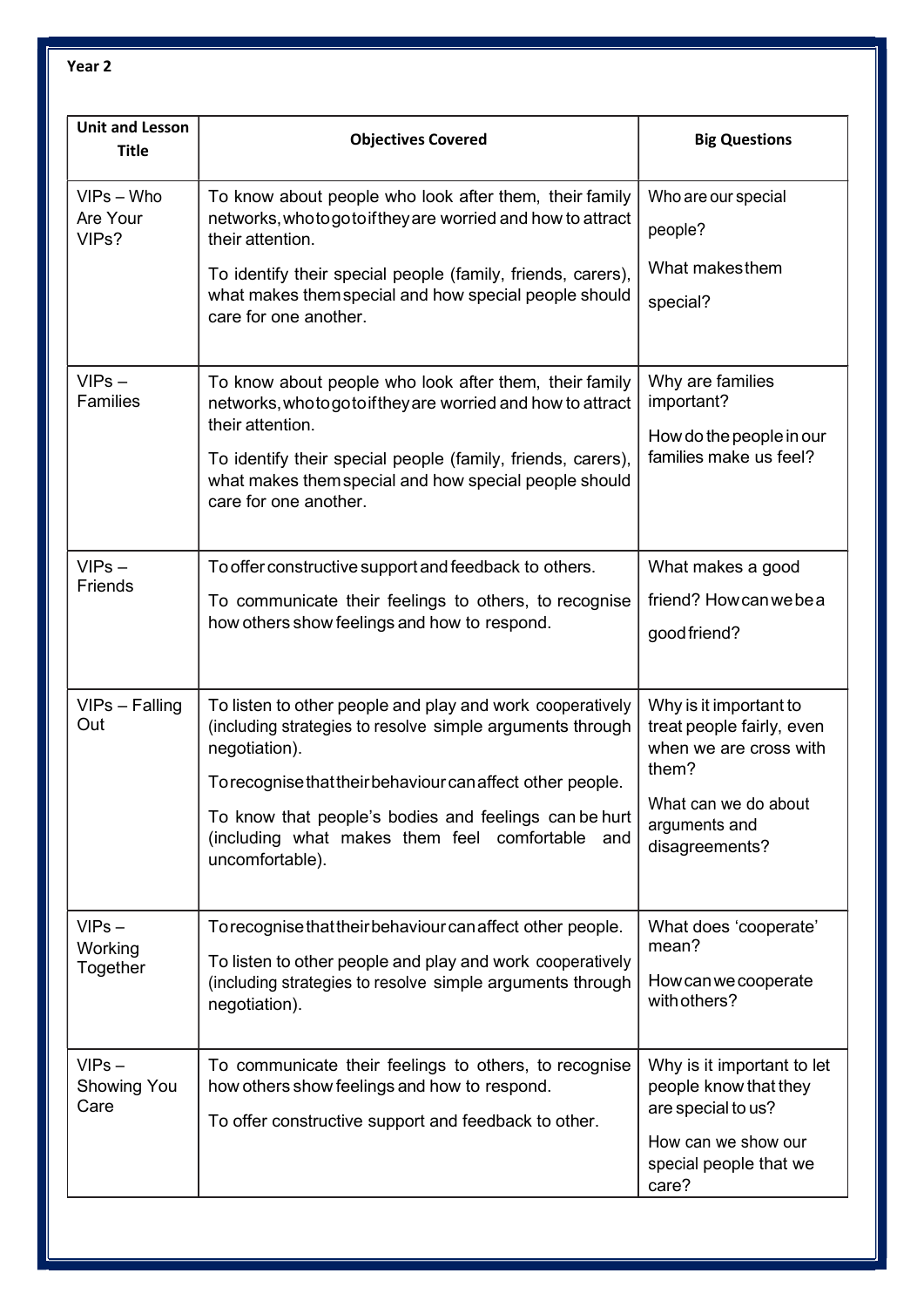**Year 2**

| Unit and Lesson Title | Objectives Covered | Big Questions |
|---|---|---|
| VIPs – Who Are Your VIPs? | To know about people who look after them, their family networks, who to go to if they are worried and how to attract their attention.<br><br>To identify their special people (family, friends, carers), what makes them special and how special people should care for one another. | Who are our special people?<br><br>What makes them special? |
| VIPs – Families | To know about people who look after them, their family networks, who to go to if they are worried and how to attract their attention.<br><br>To identify their special people (family, friends, carers), what makes them special and how special people should care for one another. | Why are families important?<br><br>How do the people in our families make us feel? |
| VIPs – Friends | To offer constructive support and feedback to others.<br><br>To communicate their feelings to others, to recognise how others show feelings and how to respond. | What makes a good friend? How can we be a good friend? |
| VIPs – Falling Out | To listen to other people and play and work cooperatively (including strategies to resolve simple arguments through negotiation).<br><br>To recognise that their behaviour can affect other people.<br><br>To know that people's bodies and feelings can be hurt (including what makes them feel comfortable and uncomfortable). | Why is it important to treat people fairly, even when we are cross with them?<br><br>What can we do about arguments and disagreements? |
| VIPs – Working Together | To recognise that their behaviour can affect other people.<br><br>To listen to other people and play and work cooperatively (including strategies to resolve simple arguments through negotiation). | What does 'cooperate' mean?<br><br>How can we cooperate with others? |
| VIPs – Showing You Care | To communicate their feelings to others, to recognise how others show feelings and how to respond.<br><br>To offer constructive support and feedback to other. | Why is it important to let people know that they are special to us?<br><br>How can we show our special people that we care? |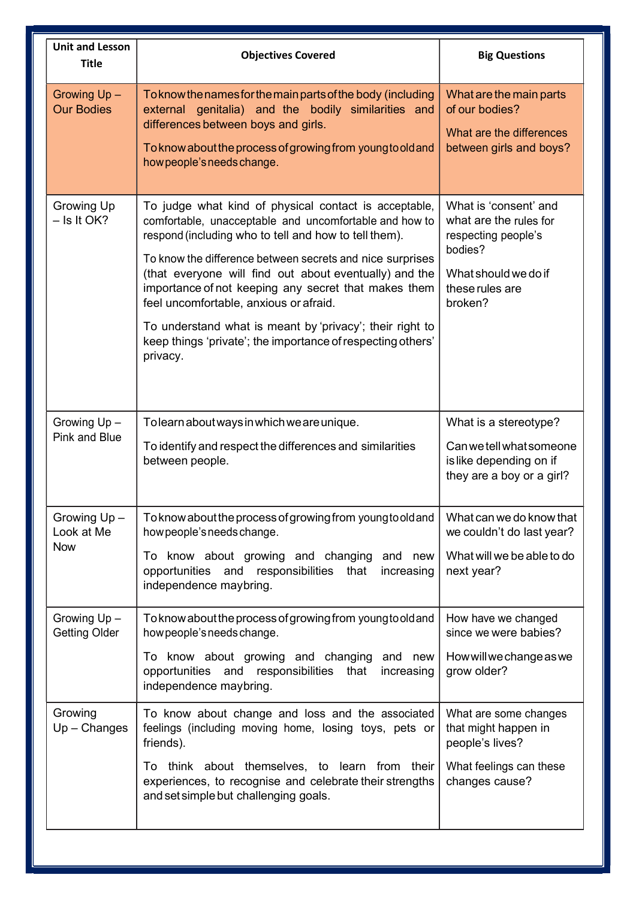| Unit and Lesson Title | Objectives Covered | Big Questions |
|---|---|---|
| Growing Up – Our Bodies | To know the names for the main parts of the body (including external genitalia) and the bodily similarities and differences between boys and girls.<br><br>To know about the process of growing from young to old and how people's needs change. | What are the main parts of our bodies?<br><br>What are the differences between girls and boys? |
| Growing Up – Is It OK? | To judge what kind of physical contact is acceptable, comfortable, unacceptable and uncomfortable and how to respond (including who to tell and how to tell them).<br><br>To know the difference between secrets and nice surprises (that everyone will find out about eventually) and the importance of not keeping any secret that makes them feel uncomfortable, anxious or afraid.<br><br>To understand what is meant by 'privacy'; their right to keep things 'private'; the importance of respecting others' privacy. | What is 'consent' and what are the rules for respecting people's bodies?<br><br>What should we do if these rules are broken? |
| Growing Up – Pink and Blue | To learn about ways in which we are unique.<br><br>To identify and respect the differences and similarities between people. | What is a stereotype?<br><br>Can we tell what someone is like depending on if they are a boy or a girl? |
| Growing Up – Look at Me Now | To know about the process of growing from young to old and how people's needs change.<br><br>To know about growing and changing and new opportunities and responsibilities that increasing independence may bring. | What can we do know that we couldn't do last year?<br><br>What will we be able to do next year? |
| Growing Up – Getting Older | To know about the process of growing from young to old and how people's needs change.<br><br>To know about growing and changing and new opportunities and responsibilities that increasing independence may bring. | How have we changed since we were babies?<br><br>How will we change as we grow older? |
| Growing Up – Changes | To know about change and loss and the associated feelings (including moving home, losing toys, pets or friends).<br><br>To think about themselves, to learn from their experiences, to recognise and celebrate their strengths and set simple but challenging goals. | What are some changes that might happen in people's lives?<br><br>What feelings can these changes cause? |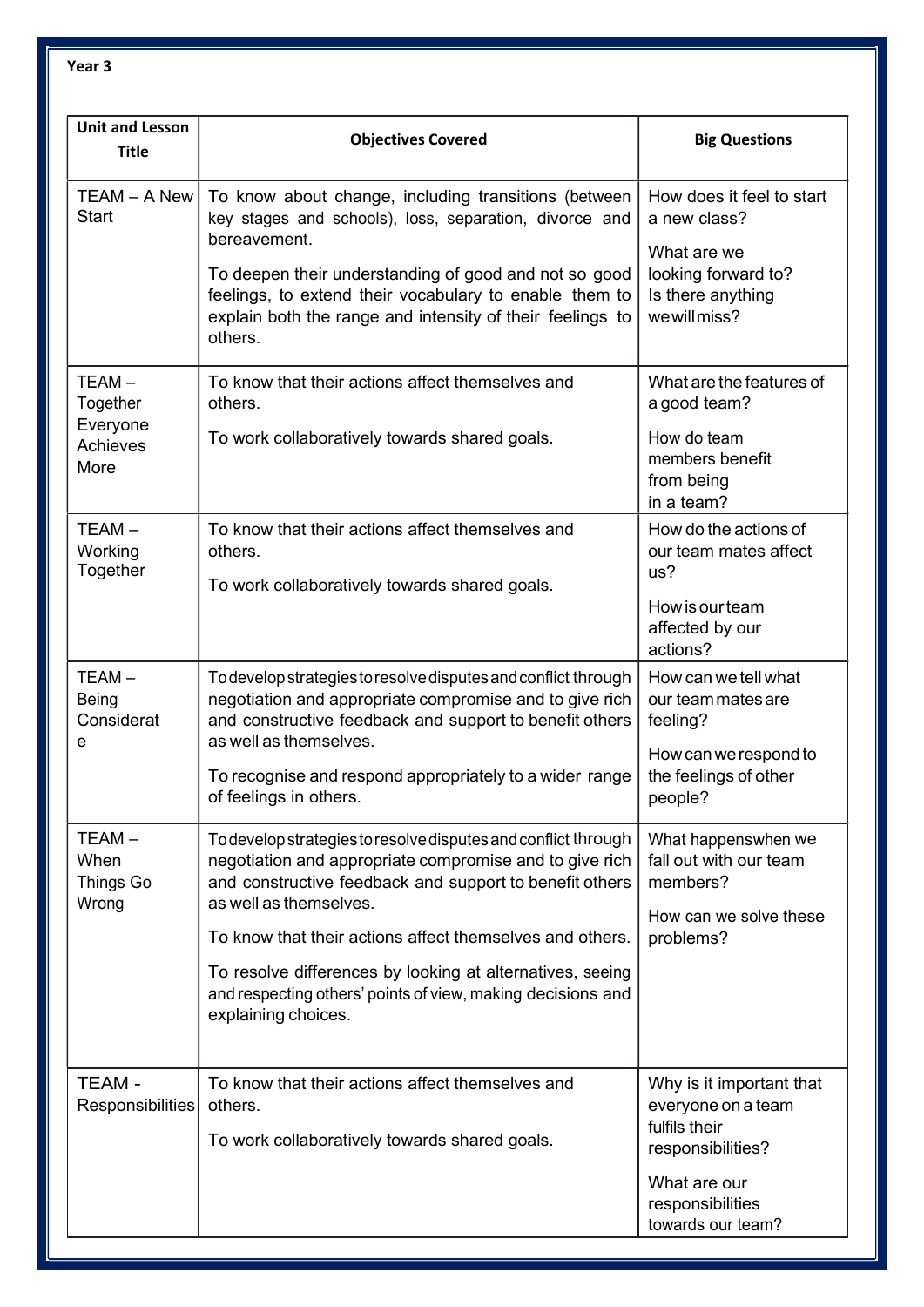**Year 3**

| Unit and Lesson Title | Objectives Covered | Big Questions |
|---|---|---|
| TEAM – A New Start | To know about change, including transitions (between key stages and schools), loss, separation, divorce and bereavement.<br><br>To deepen their understanding of good and not so good feelings, to extend their vocabulary to enable them to explain both the range and intensity of their feelings to others. | How does it feel to start a new class?<br><br>What are we looking forward to? Is there anything we will miss? |
| TEAM – Together Everyone Achieves More | To know that their actions affect themselves and others.<br><br>To work collaboratively towards shared goals. | What are the features of a good team?<br><br>How do team members benefit from being in a team? |
| TEAM – Working Together | To know that their actions affect themselves and others.<br><br>To work collaboratively towards shared goals. | How do the actions of our team mates affect us?<br><br>How is our team affected by our actions? |
| TEAM – Being Considerate | To develop strategies to resolve disputes and conflict through negotiation and appropriate compromise and to give rich and constructive feedback and support to benefit others as well as themselves.<br><br>To recognise and respond appropriately to a wider range of feelings in others. | How can we tell what our team mates are feeling?<br><br>How can we respond to the feelings of other people? |
| TEAM – When Things Go Wrong | To develop strategies to resolve disputes and conflict through negotiation and appropriate compromise and to give rich and constructive feedback and support to benefit others as well as themselves.<br><br>To know that their actions affect themselves and others.<br><br>To resolve differences by looking at alternatives, seeing and respecting others' points of view, making decisions and explaining choices. | What happens when we fall out with our team members?<br><br>How can we solve these problems? |
| TEAM - Responsibilities | To know that their actions affect themselves and others.<br><br>To work collaboratively towards shared goals. | Why is it important that everyone on a team fulfils their responsibilities?<br><br>What are our responsibilities towards our team? |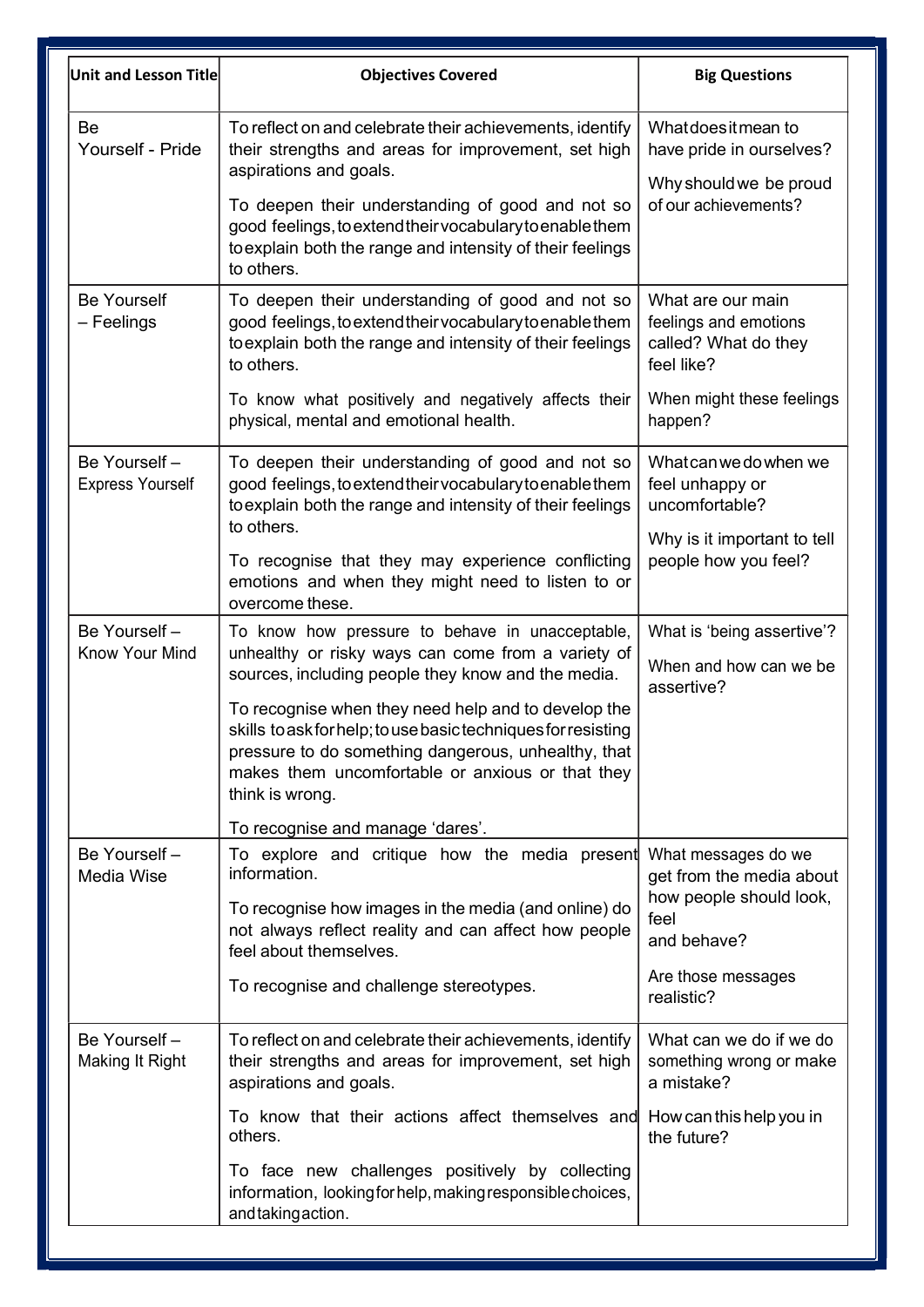| Unit and Lesson Title | Objectives Covered | Big Questions |
|---|---|---|
| Be Yourself - Pride | To reflect on and celebrate their achievements, identify their strengths and areas for improvement, set high aspirations and goals.<br><br>To deepen their understanding of good and not so good feelings, to extend their vocabulary to enable them to explain both the range and intensity of their feelings to others. | What does it mean to have pride in ourselves?<br><br>Why should we be proud of our achievements? |
| Be Yourself – Feelings | To deepen their understanding of good and not so good feelings, to extend their vocabulary to enable them to explain both the range and intensity of their feelings to others.<br><br>To know what positively and negatively affects their physical, mental and emotional health. | What are our main feelings and emotions called? What do they feel like?<br><br>When might these feelings happen? |
| Be Yourself – Express Yourself | To deepen their understanding of good and not so good feelings, to extend their vocabulary to enable them to explain both the range and intensity of their feelings to others.<br><br>To recognise that they may experience conflicting emotions and when they might need to listen to or overcome these. | What can we do when we feel unhappy or uncomfortable?<br><br>Why is it important to tell people how you feel? |
| Be Yourself – Know Your Mind | To know how pressure to behave in unacceptable, unhealthy or risky ways can come from a variety of sources, including people they know and the media.<br><br>To recognise when they need help and to develop the skills to ask for help; to use basic techniques for resisting pressure to do something dangerous, unhealthy, that makes them uncomfortable or anxious or that they think is wrong.<br><br>To recognise and manage 'dares'. | What is 'being assertive'?<br><br>When and how can we be assertive? |
| Be Yourself – Media Wise | To explore and critique how the media present information.<br><br>To recognise how images in the media (and online) do not always reflect reality and can affect how people feel about themselves.<br><br>To recognise and challenge stereotypes. | What messages do we get from the media about how people should look, feel and behave?<br><br>Are those messages realistic? |
| Be Yourself – Making It Right | To reflect on and celebrate their achievements, identify their strengths and areas for improvement, set high aspirations and goals.<br><br>To know that their actions affect themselves and others.<br><br>To face new challenges positively by collecting information, looking for help, making responsible choices, and taking action. | What can we do if we do something wrong or make a mistake?<br><br>How can this help you in the future? |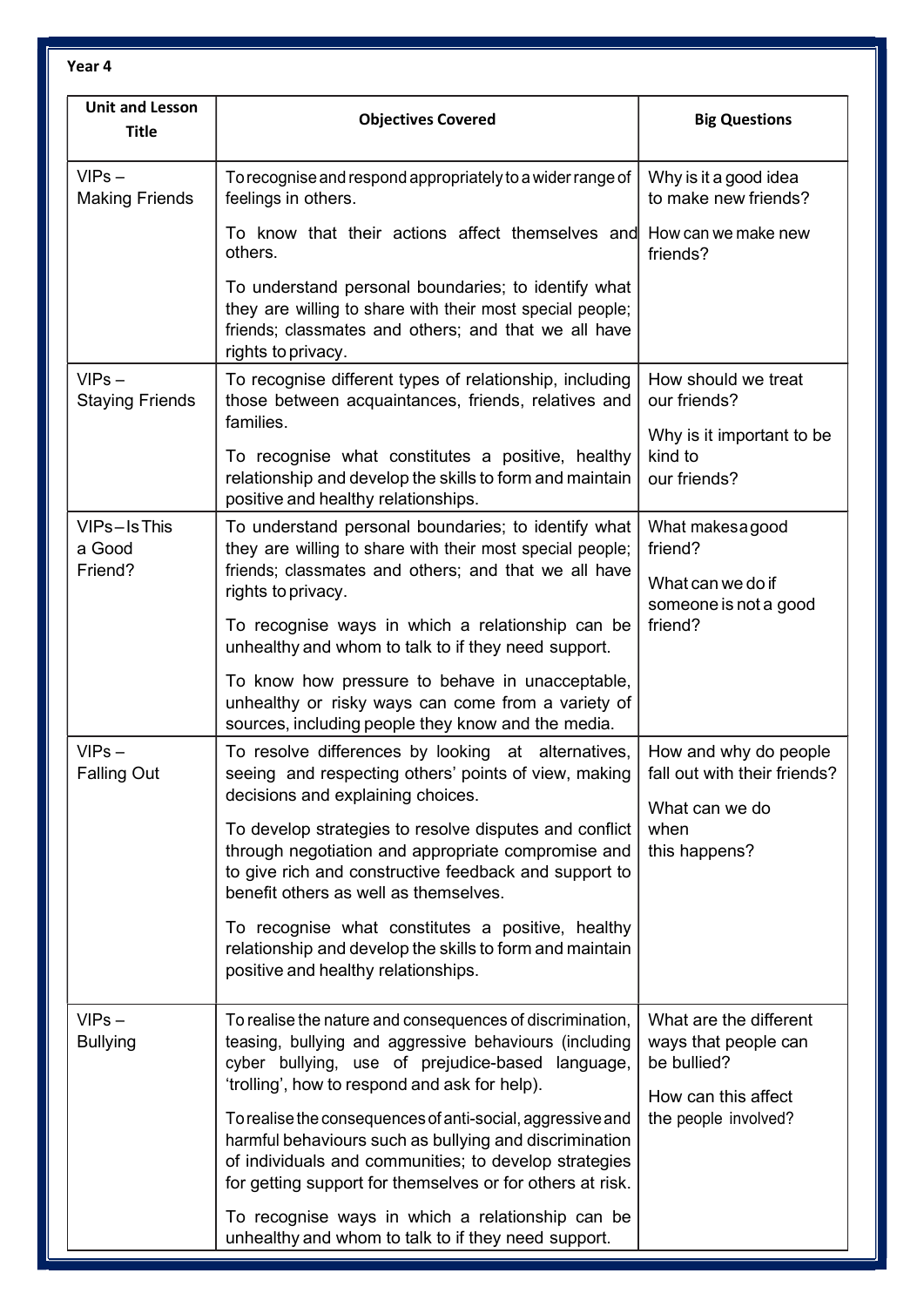**Year 4**

| Unit and Lesson Title | Objectives Covered | Big Questions |
|---|---|---|
| VIPs – Making Friends | To recognise and respond appropriately to a wider range of feelings in others.<br><br>To know that their actions affect themselves and others.<br><br>To understand personal boundaries; to identify what they are willing to share with their most special people; friends; classmates and others; and that we all have rights to privacy. | Why is it a good idea to make new friends?<br><br>How can we make new friends? |
| VIPs – Staying Friends | To recognise different types of relationship, including those between acquaintances, friends, relatives and families.<br><br>To recognise what constitutes a positive, healthy relationship and develop the skills to form and maintain positive and healthy relationships. | How should we treat our friends?<br><br>Why is it important to be kind to our friends? |
| VIPs – Is This a Good Friend? | To understand personal boundaries; to identify what they are willing to share with their most special people; friends; classmates and others; and that we all have rights to privacy.<br><br>To recognise ways in which a relationship can be unhealthy and whom to talk to if they need support.<br><br>To know how pressure to behave in unacceptable, unhealthy or risky ways can come from a variety of sources, including people they know and the media. | What makes a good friend?<br><br>What can we do if someone is not a good friend? |
| VIPs – Falling Out | To resolve differences by looking at alternatives, seeing and respecting others' points of view, making decisions and explaining choices.<br><br>To develop strategies to resolve disputes and conflict through negotiation and appropriate compromise and to give rich and constructive feedback and support to benefit others as well as themselves.<br><br>To recognise what constitutes a positive, healthy relationship and develop the skills to form and maintain positive and healthy relationships. | How and why do people fall out with their friends?<br><br>What can we do when this happens? |
| VIPs – Bullying | To realise the nature and consequences of discrimination, teasing, bullying and aggressive behaviours (including cyber bullying, use of prejudice-based language, 'trolling', how to respond and ask for help).<br><br>To realise the consequences of anti-social, aggressive and harmful behaviours such as bullying and discrimination of individuals and communities; to develop strategies for getting support for themselves or for others at risk.<br><br>To recognise ways in which a relationship can be unhealthy and whom to talk to if they need support. | What are the different ways that people can be bullied?<br><br>How can this affect the people involved? |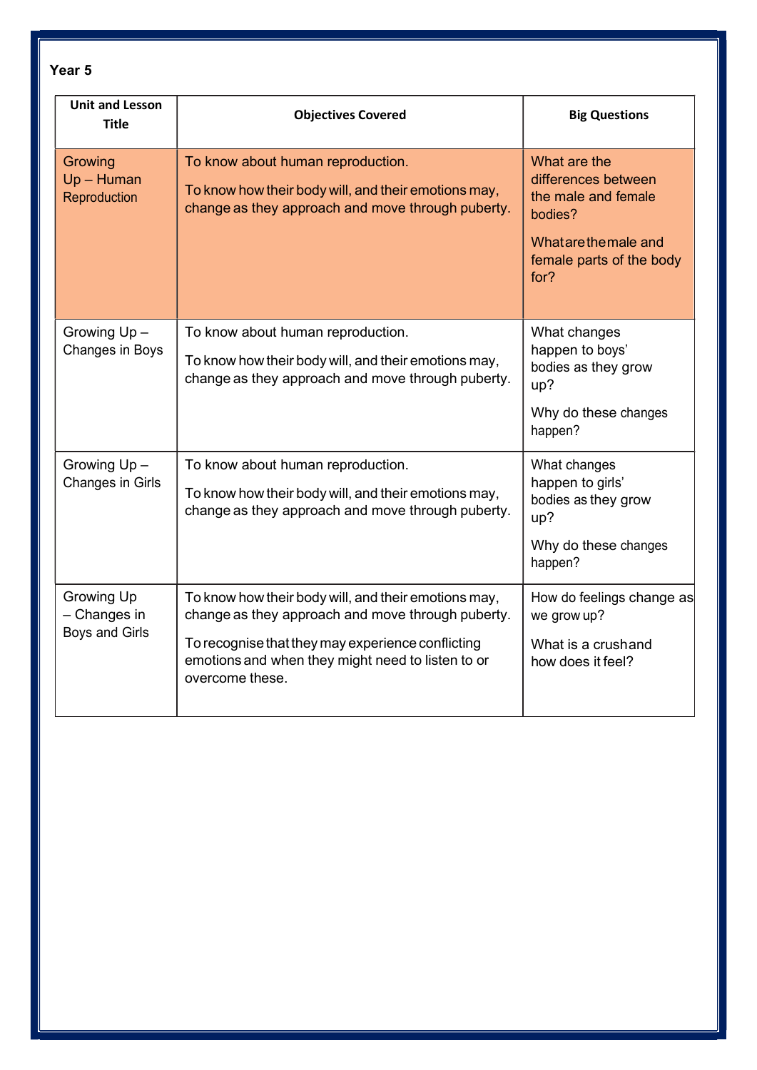**Year 5**

| Unit and Lesson Title | Objectives Covered | Big Questions |
|---|---|---|
| Growing Up – Human Reproduction | To know about human reproduction.<br><br>To know how their body will, and their emotions may, change as they approach and move through puberty. | What are the differences between the male and female bodies?<br><br>What are the male and female parts of the body for? |
| Growing Up – Changes in Boys | To know about human reproduction.<br><br>To know how their body will, and their emotions may, change as they approach and move through puberty. | What changes happen to boys' bodies as they grow up?<br><br>Why do these changes happen? |
| Growing Up – Changes in Girls | To know about human reproduction.<br><br>To know how their body will, and their emotions may, change as they approach and move through puberty. | What changes happen to girls' bodies as they grow up?<br><br>Why do these changes happen? |
| Growing Up – Changes in Boys and Girls | To know how their body will, and their emotions may, change as they approach and move through puberty.<br><br>To recognise that they may experience conflicting emotions and when they might need to listen to or overcome these. | How do feelings change as we grow up?<br><br>What is a crush and how does it feel? |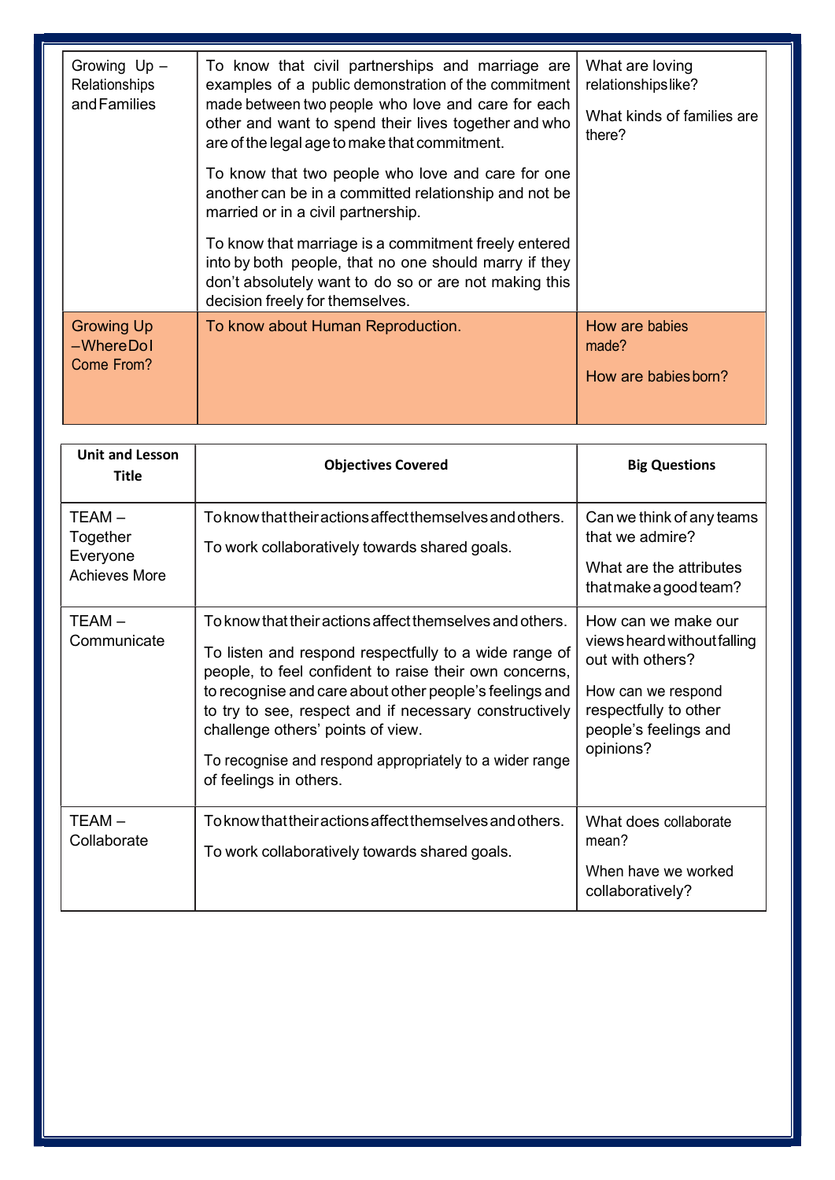| Growing Up – Relationships and Families | To know that civil partnerships and marriage are examples of a public demonstration of the commitment made between two people who love and care for each other and want to spend their lives together and who are of the legal age to make that commitment.<br><br>To know that two people who love and care for one another can be in a committed relationship and not be married or in a civil partnership.<br><br>To know that marriage is a commitment freely entered into by both people, that no one should marry if they don't absolutely want to do so or are not making this decision freely for themselves. | What are loving relationships like?<br><br>What kinds of families are there? |
|---|---|---|
| Growing Up – Where Do I Come From? | To know about Human Reproduction. | How are babies made?<br><br>How are babies born? |

| Unit and Lesson Title | Objectives Covered | Big Questions |
|---|---|---|
| TEAM – Together Everyone Achieves More | To know that their actions affect themselves and others.<br><br>To work collaboratively towards shared goals. | Can we think of any teams that we admire?<br><br>What are the attributes that make a good team? |
| TEAM – Communicate | To know that their actions affect themselves and others.<br><br>To listen and respond respectfully to a wide range of people, to feel confident to raise their own concerns, to recognise and care about other people's feelings and to try to see, respect and if necessary constructively challenge others' points of view.<br><br>To recognise and respond appropriately to a wider range of feelings in others. | How can we make our views heard without falling out with others?<br><br>How can we respond respectfully to other people's feelings and opinions? |
| TEAM – Collaborate | To know that their actions affect themselves and others.<br><br>To work collaboratively towards shared goals. | What does collaborate mean?<br><br>When have we worked collaboratively? |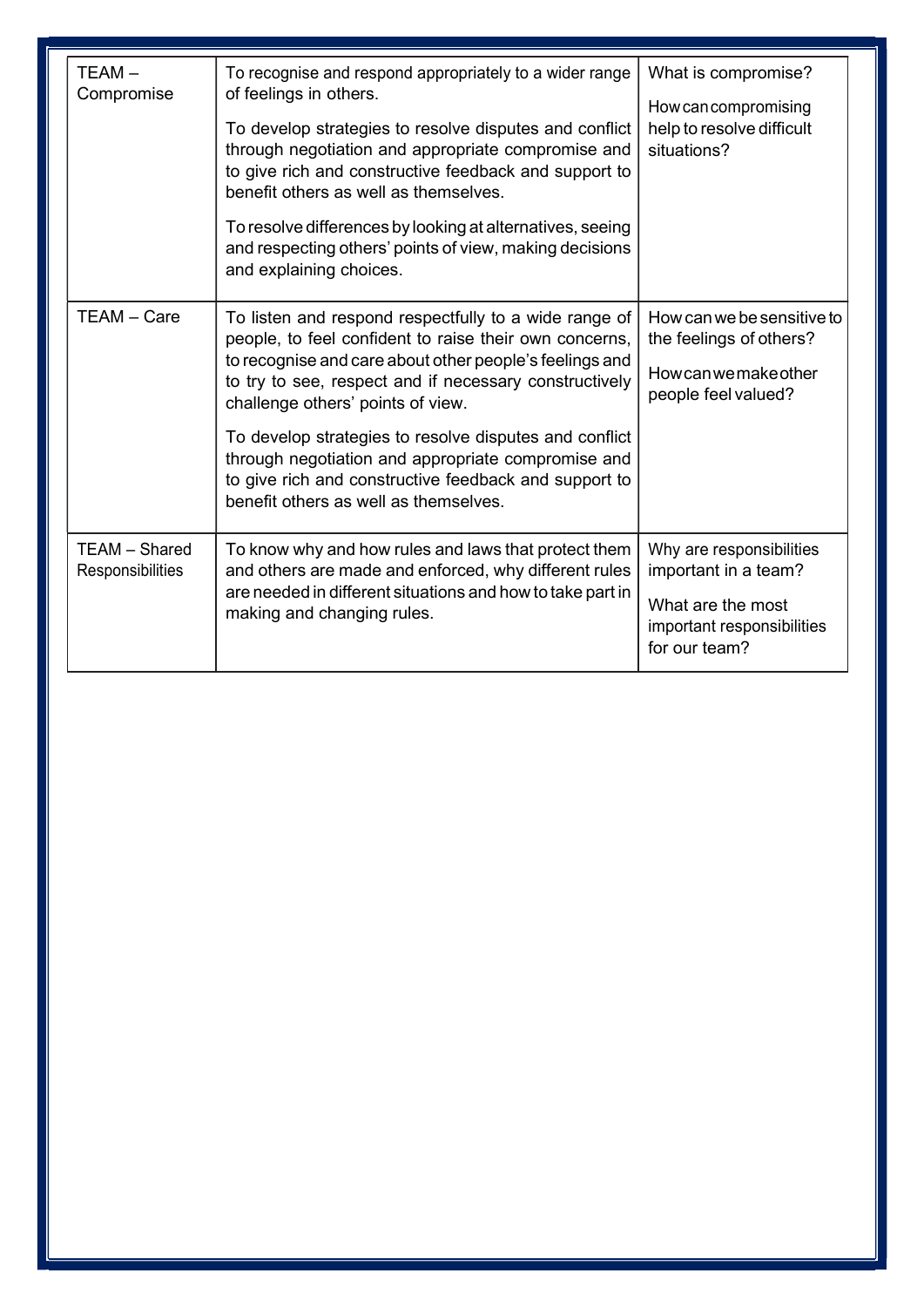| | | |
|---|---|---|
| TEAM – Compromise | To recognise and respond appropriately to a wider range of feelings in others.<br><br>To develop strategies to resolve disputes and conflict through negotiation and appropriate compromise and to give rich and constructive feedback and support to benefit others as well as themselves.<br><br>To resolve differences by looking at alternatives, seeing and respecting others' points of view, making decisions and explaining choices. | What is compromise?<br><br>How can compromising help to resolve difficult situations? |
| TEAM – Care | To listen and respond respectfully to a wide range of people, to feel confident to raise their own concerns, to recognise and care about other people's feelings and to try to see, respect and if necessary constructively challenge others' points of view.<br><br>To develop strategies to resolve disputes and conflict through negotiation and appropriate compromise and to give rich and constructive feedback and support to benefit others as well as themselves. | How can we be sensitive to the feelings of others?<br><br>How can we make other people feel valued? |
| TEAM – Shared Responsibilities | To know why and how rules and laws that protect them and others are made and enforced, why different rules are needed in different situations and how to take part in making and changing rules. | Why are responsibilities important in a team?<br><br>What are the most important responsibilities for our team? |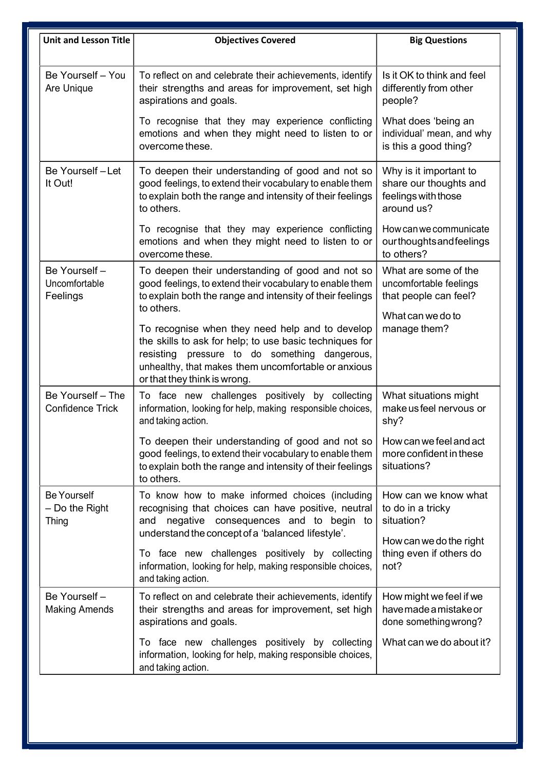| Unit and Lesson Title | Objectives Covered | Big Questions |
|---|---|---|
| Be Yourself – You Are Unique | To reflect on and celebrate their achievements, identify their strengths and areas for improvement, set high aspirations and goals.<br><br>To recognise that they may experience conflicting emotions and when they might need to listen to or overcome these. | Is it OK to think and feel differently from other people?<br><br>What does 'being an individual' mean, and why is this a good thing? |
| Be Yourself – Let It Out! | To deepen their understanding of good and not so good feelings, to extend their vocabulary to enable them to explain both the range and intensity of their feelings to others.<br><br>To recognise that they may experience conflicting emotions and when they might need to listen to or overcome these. | Why is it important to share our thoughts and feelings with those around us?<br><br>How can we communicate our thoughts and feelings to others? |
| Be Yourself – Uncomfortable Feelings | To deepen their understanding of good and not so good feelings, to extend their vocabulary to enable them to explain both the range and intensity of their feelings to others.<br><br>To recognise when they need help and to develop the skills to ask for help; to use basic techniques for resisting pressure to do something dangerous, unhealthy, that makes them uncomfortable or anxious or that they think is wrong. | What are some of the uncomfortable feelings that people can feel?<br><br>What can we do to manage them? |
| Be Yourself – The Confidence Trick | To face new challenges positively by collecting information, looking for help, making responsible choices, and taking action.<br><br>To deepen their understanding of good and not so good feelings, to extend their vocabulary to enable them to explain both the range and intensity of their feelings to others. | What situations might make us feel nervous or shy?<br><br>How can we feel and act more confident in these situations? |
| Be Yourself – Do the Right Thing | To know how to make informed choices (including recognising that choices can have positive, neutral and negative consequences and to begin to understand the concept of a 'balanced lifestyle'.<br><br>To face new challenges positively by collecting information, looking for help, making responsible choices, and taking action. | How can we know what to do in a tricky situation?<br><br>How can we do the right thing even if others do not? |
| Be Yourself – Making Amends | To reflect on and celebrate their achievements, identify their strengths and areas for improvement, set high aspirations and goals.<br><br>To face new challenges positively by collecting information, looking for help, making responsible choices, and taking action. | How might we feel if we have made a mistake or done something wrong?<br><br>What can we do about it? |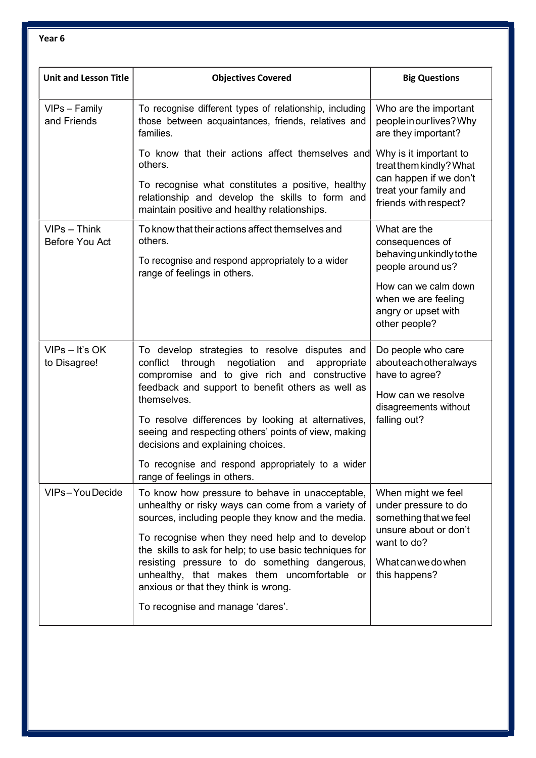**Year 6**

| Unit and Lesson Title | Objectives Covered | Big Questions |
| --- | --- | --- |
| VIPs – Family and Friends | To recognise different types of relationship, including those between acquaintances, friends, relatives and families.<br><br>To know that their actions affect themselves and others.<br><br>To recognise what constitutes a positive, healthy relationship and develop the skills to form and maintain positive and healthy relationships. | Who are the important people in our lives? Why are they important?<br><br>Why is it important to treat them kindly? What can happen if we don't treat your family and friends with respect? |
| VIPs – Think Before You Act | To know that their actions affect themselves and others.<br><br>To recognise and respond appropriately to a wider range of feelings in others. | What are the consequences of behaving unkindly to the people around us?<br><br>How can we calm down when we are feeling angry or upset with other people? |
| VIPs – It's OK to Disagree! | To develop strategies to resolve disputes and conflict through negotiation and appropriate compromise and to give rich and constructive feedback and support to benefit others as well as themselves.<br><br>To resolve differences by looking at alternatives, seeing and respecting others' points of view, making decisions and explaining choices.<br><br>To recognise and respond appropriately to a wider range of feelings in others. | Do people who care about each other always have to agree?<br><br>How can we resolve disagreements without falling out? |
| VIPs – You Decide | To know how pressure to behave in unacceptable, unhealthy or risky ways can come from a variety of sources, including people they know and the media.<br><br>To recognise when they need help and to develop the skills to ask for help; to use basic techniques for resisting pressure to do something dangerous, unhealthy, that makes them uncomfortable or anxious or that they think is wrong.<br><br>To recognise and manage 'dares'. | When might we feel under pressure to do something that we feel unsure about or don't want to do?<br><br>What can we do when this happens? |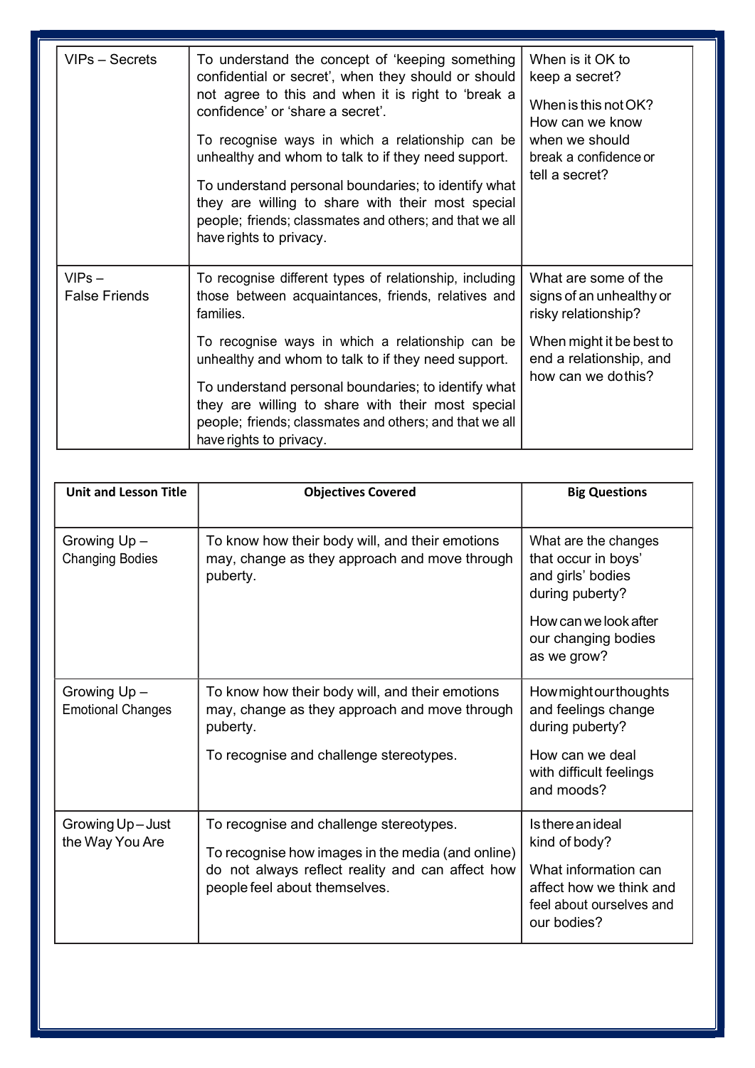| | | |
|---|---|---|
| VIPs – Secrets | To understand the concept of 'keeping something confidential or secret', when they should or should not agree to this and when it is right to 'break a confidence' or 'share a secret'.<br><br>To recognise ways in which a relationship can be unhealthy and whom to talk to if they need support.<br><br>To understand personal boundaries; to identify what they are willing to share with their most special people; friends; classmates and others; and that we all have rights to privacy. | When is it OK to keep a secret?<br><br>When is this not OK? How can we know when we should break a confidence or tell a secret? |
| VIPs – False Friends | To recognise different types of relationship, including those between acquaintances, friends, relatives and families.<br><br>To recognise ways in which a relationship can be unhealthy and whom to talk to if they need support.<br><br>To understand personal boundaries; to identify what they are willing to share with their most special people; friends; classmates and others; and that we all have rights to privacy. | What are some of the signs of an unhealthy or risky relationship?<br><br>When might it be best to end a relationship, and how can we do this? |

| Unit and Lesson Title | Objectives Covered | Big Questions |
|---|---|---|
| Growing Up – Changing Bodies | To know how their body will, and their emotions may, change as they approach and move through puberty. | What are the changes that occur in boys' and girls' bodies during puberty?<br><br>How can we look after our changing bodies as we grow? |
| Growing Up – Emotional Changes | To know how their body will, and their emotions may, change as they approach and move through puberty.<br><br>To recognise and challenge stereotypes. | How might our thoughts and feelings change during puberty?<br><br>How can we deal with difficult feelings and moods? |
| Growing Up – Just the Way You Are | To recognise and challenge stereotypes.<br><br>To recognise how images in the media (and online) do not always reflect reality and can affect how people feel about themselves. | Is there an ideal kind of body?<br><br>What information can affect how we think and feel about ourselves and our bodies? |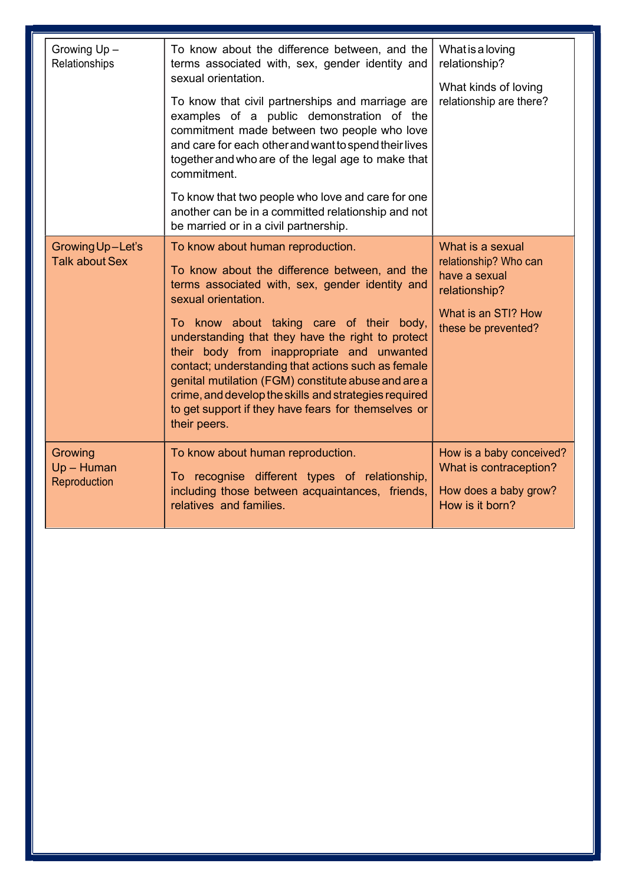| Growing Up – Relationships | To know about the difference between, and the terms associated with, sex, gender identity and sexual orientation.<br><br>To know that civil partnerships and marriage are examples of a public demonstration of the commitment made between two people who love and care for each other and want to spend their lives together and who are of the legal age to make that commitment.<br><br>To know that two people who love and care for one another can be in a committed relationship and not be married or in a civil partnership. | What is a loving relationship?<br><br>What kinds of loving relationship are there? |
|---|---|---|
| Growing Up – Let's Talk about Sex | To know about human reproduction.<br><br>To know about the difference between, and the terms associated with, sex, gender identity and sexual orientation.<br><br>To know about taking care of their body, understanding that they have the right to protect their body from inappropriate and unwanted contact; understanding that actions such as female genital mutilation (FGM) constitute abuse and are a crime, and develop the skills and strategies required to get support if they have fears for themselves or their peers. | What is a sexual relationship? Who can have a sexual relationship?<br><br>What is an STI? How these be prevented? |
| Growing Up – Human Reproduction | To know about human reproduction.<br><br>To recognise different types of relationship, including those between acquaintances, friends, relatives and families. | How is a baby conceived? What is contraception?<br><br>How does a baby grow? How is it born? |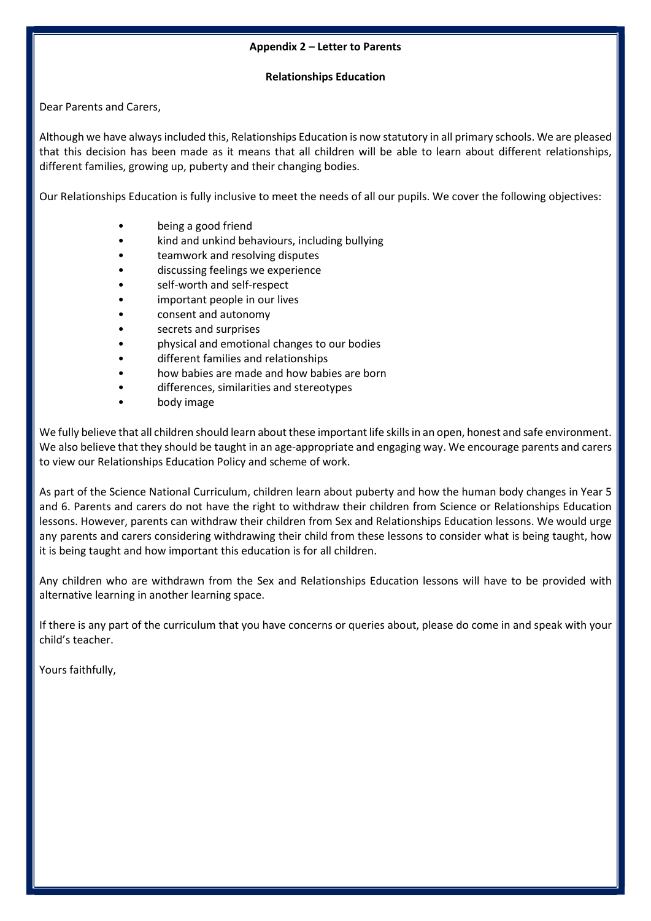## Appendix 2 – Letter to Parents

### Relationships Education

Dear Parents and Carers,

Although we have always included this, Relationships Education is now statutory in all primary schools. We are pleased that this decision has been made as it means that all children will be able to learn about different relationships, different families, growing up, puberty and their changing bodies.

Our Relationships Education is fully inclusive to meet the needs of all our pupils. We cover the following objectives:

- being a good friend
- kind and unkind behaviours, including bullying
- teamwork and resolving disputes
- discussing feelings we experience
- self-worth and self-respect
- important people in our lives
- consent and autonomy
- secrets and surprises
- physical and emotional changes to our bodies
- different families and relationships
- how babies are made and how babies are born
- differences, similarities and stereotypes
- body image

We fully believe that all children should learn about these important life skills in an open, honest and safe environment. We also believe that they should be taught in an age-appropriate and engaging way. We encourage parents and carers to view our Relationships Education Policy and scheme of work.

As part of the Science National Curriculum, children learn about puberty and how the human body changes in Year 5 and 6. Parents and carers do not have the right to withdraw their children from Science or Relationships Education lessons. However, parents can withdraw their children from Sex and Relationships Education lessons. We would urge any parents and carers considering withdrawing their child from these lessons to consider what is being taught, how it is being taught and how important this education is for all children.

Any children who are withdrawn from the Sex and Relationships Education lessons will have to be provided with alternative learning in another learning space.

If there is any part of the curriculum that you have concerns or queries about, please do come in and speak with your child's teacher.

Yours faithfully,